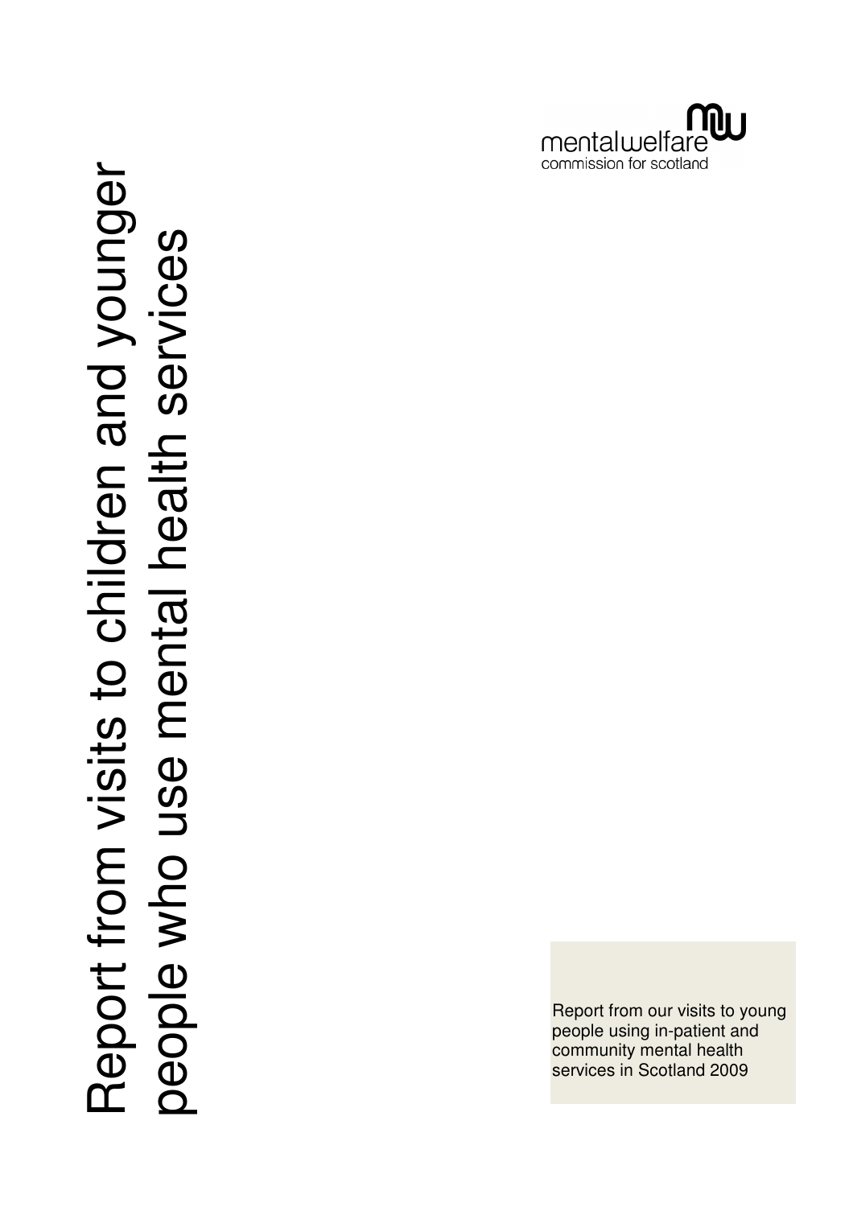mentalwelfare commission for scotland

# Report from visits to children and younger people who use mental health services

Report from our visits to young people using in-patient and community mental health services in Scotland 2009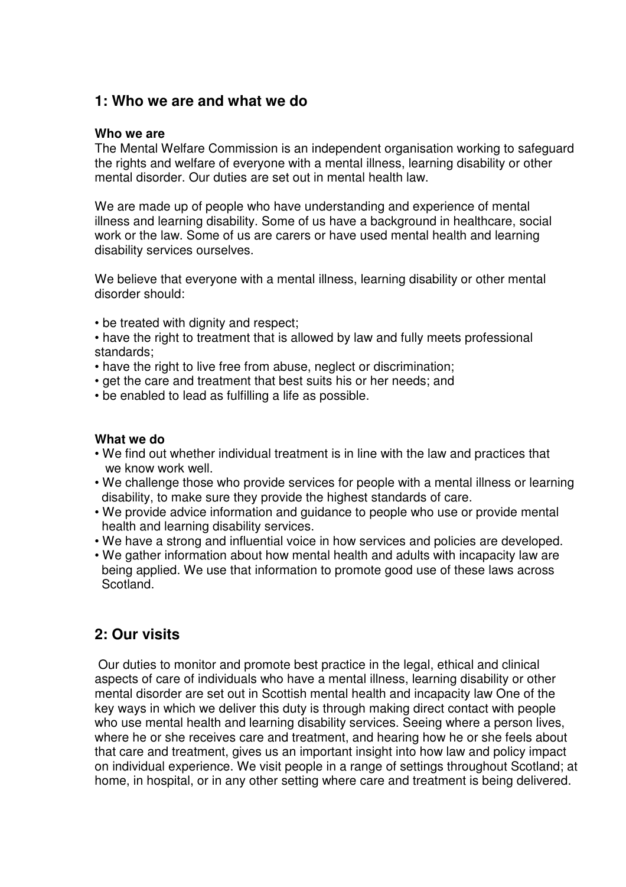## 1: Who we are and what we do

**Who we are**

The Mental Welfare Commission is an independent organisation working to safeguard the rights and welfare of everyone with a mental illness, learning disability or other mental disorder. Our duties are set out in mental health law.

We are made up of people who have understanding and experience of mental illness and learning disability. Some of us have a background in healthcare, social work or the law. Some of us are carers or have used mental health and learning disability services ourselves.

We believe that everyone with a mental illness, learning disability or other mental disorder should:

- be treated with dignity and respect;
- have the right to treatment that is allowed by law and fully meets professional standards;
- have the right to live free from abuse, neglect or discrimination;
- get the care and treatment that best suits his or her needs; and
- be enabled to lead as fulfilling a life as possible.

**What we do**

- We find out whether individual treatment is in line with the law and practices that we know work well.
- We challenge those who provide services for people with a mental illness or learning disability, to make sure they provide the highest standards of care.
- We provide advice information and guidance to people who use or provide mental health and learning disability services.
- We have a strong and influential voice in how services and policies are developed.
- We gather information about how mental health and adults with incapacity law are being applied. We use that information to promote good use of these laws across Scotland.

## 2: Our visits

Our duties to monitor and promote best practice in the legal, ethical and clinical aspects of care of individuals who have a mental illness, learning disability or other mental disorder are set out in Scottish mental health and incapacity law One of the key ways in which we deliver this duty is through making direct contact with people who use mental health and learning disability services. Seeing where a person lives, where he or she receives care and treatment, and hearing how he or she feels about that care and treatment, gives us an important insight into how law and policy impact on individual experience. We visit people in a range of settings throughout Scotland; at home, in hospital, or in any other setting where care and treatment is being delivered.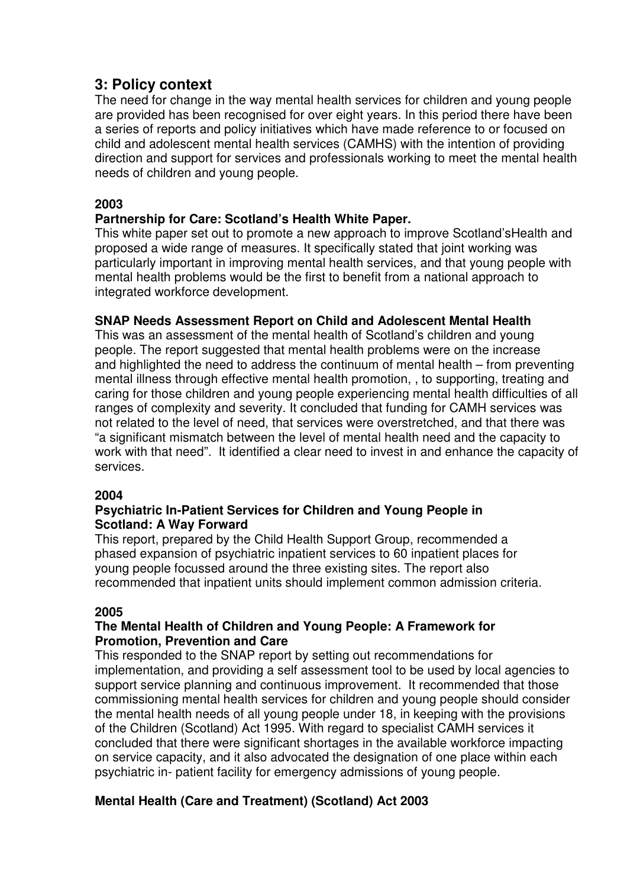## 3: Policy context

The need for change in the way mental health services for children and young people are provided has been recognised for over eight years. In this period there have been a series of reports and policy initiatives which have made reference to or focused on child and adolescent mental health services (CAMHS) with the intention of providing direction and support for services and professionals working to meet the mental health needs of children and young people.

**2003**

**Partnership for Care: Scotland's Health White Paper.**

This white paper set out to promote a new approach to improve Scotland'sHealth and proposed a wide range of measures. It specifically stated that joint working was particularly important in improving mental health services, and that young people with mental health problems would be the first to benefit from a national approach to integrated workforce development.

**SNAP Needs Assessment Report on Child and Adolescent Mental Health**

This was an assessment of the mental health of Scotland's children and young people. The report suggested that mental health problems were on the increase and highlighted the need to address the continuum of mental health – from preventing mental illness through effective mental health promotion, , to supporting, treating and caring for those children and young people experiencing mental health difficulties of all ranges of complexity and severity. It concluded that funding for CAMH services was not related to the level of need, that services were overstretched, and that there was "a significant mismatch between the level of mental health need and the capacity to work with that need". It identified a clear need to invest in and enhance the capacity of services.

**2004**

**Psychiatric In-Patient Services for Children and Young People in Scotland: A Way Forward**

This report, prepared by the Child Health Support Group, recommended a phased expansion of psychiatric inpatient services to 60 inpatient places for young people focussed around the three existing sites. The report also recommended that inpatient units should implement common admission criteria.

**2005**

**The Mental Health of Children and Young People: A Framework for Promotion, Prevention and Care**

This responded to the SNAP report by setting out recommendations for implementation, and providing a self assessment tool to be used by local agencies to support service planning and continuous improvement. It recommended that those commissioning mental health services for children and young people should consider the mental health needs of all young people under 18, in keeping with the provisions of the Children (Scotland) Act 1995. With regard to specialist CAMH services it concluded that there were significant shortages in the available workforce impacting on service capacity, and it also advocated the designation of one place within each psychiatric in- patient facility for emergency admissions of young people.

**Mental Health (Care and Treatment) (Scotland) Act 2003**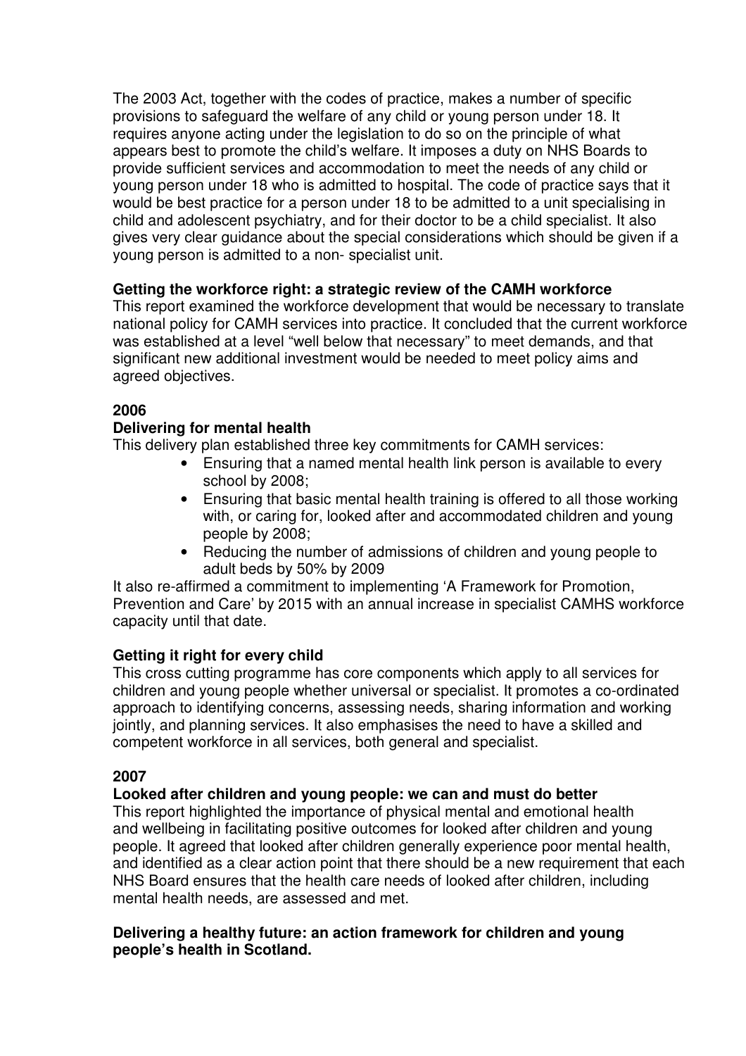The 2003 Act, together with the codes of practice, makes a number of specific provisions to safeguard the welfare of any child or young person under 18. It requires anyone acting under the legislation to do so on the principle of what appears best to promote the child's welfare. It imposes a duty on NHS Boards to provide sufficient services and accommodation to meet the needs of any child or young person under 18 who is admitted to hospital. The code of practice says that it would be best practice for a person under 18 to be admitted to a unit specialising in child and adolescent psychiatry, and for their doctor to be a child specialist. It also gives very clear guidance about the special considerations which should be given if a young person is admitted to a non- specialist unit.

**Getting the workforce right: a strategic review of the CAMH workforce**

This report examined the workforce development that would be necessary to translate national policy for CAMH services into practice. It concluded that the current workforce was established at a level "well below that necessary" to meet demands, and that significant new additional investment would be needed to meet policy aims and agreed objectives.

**2006**

**Delivering for mental health**

This delivery plan established three key commitments for CAMH services:

- Ensuring that a named mental health link person is available to every school by 2008;
- Ensuring that basic mental health training is offered to all those working with, or caring for, looked after and accommodated children and young people by 2008;
- Reducing the number of admissions of children and young people to adult beds by 50% by 2009

It also re-affirmed a commitment to implementing 'A Framework for Promotion, Prevention and Care' by 2015 with an annual increase in specialist CAMHS workforce capacity until that date.

**Getting it right for every child**

This cross cutting programme has core components which apply to all services for children and young people whether universal or specialist. It promotes a co-ordinated approach to identifying concerns, assessing needs, sharing information and working jointly, and planning services. It also emphasises the need to have a skilled and competent workforce in all services, both general and specialist.

**2007**

**Looked after children and young people: we can and must do better**

This report highlighted the importance of physical mental and emotional health and wellbeing in facilitating positive outcomes for looked after children and young people. It agreed that looked after children generally experience poor mental health, and identified as a clear action point that there should be a new requirement that each NHS Board ensures that the health care needs of looked after children, including mental health needs, are assessed and met.

**Delivering a healthy future: an action framework for children and young people's health in Scotland.**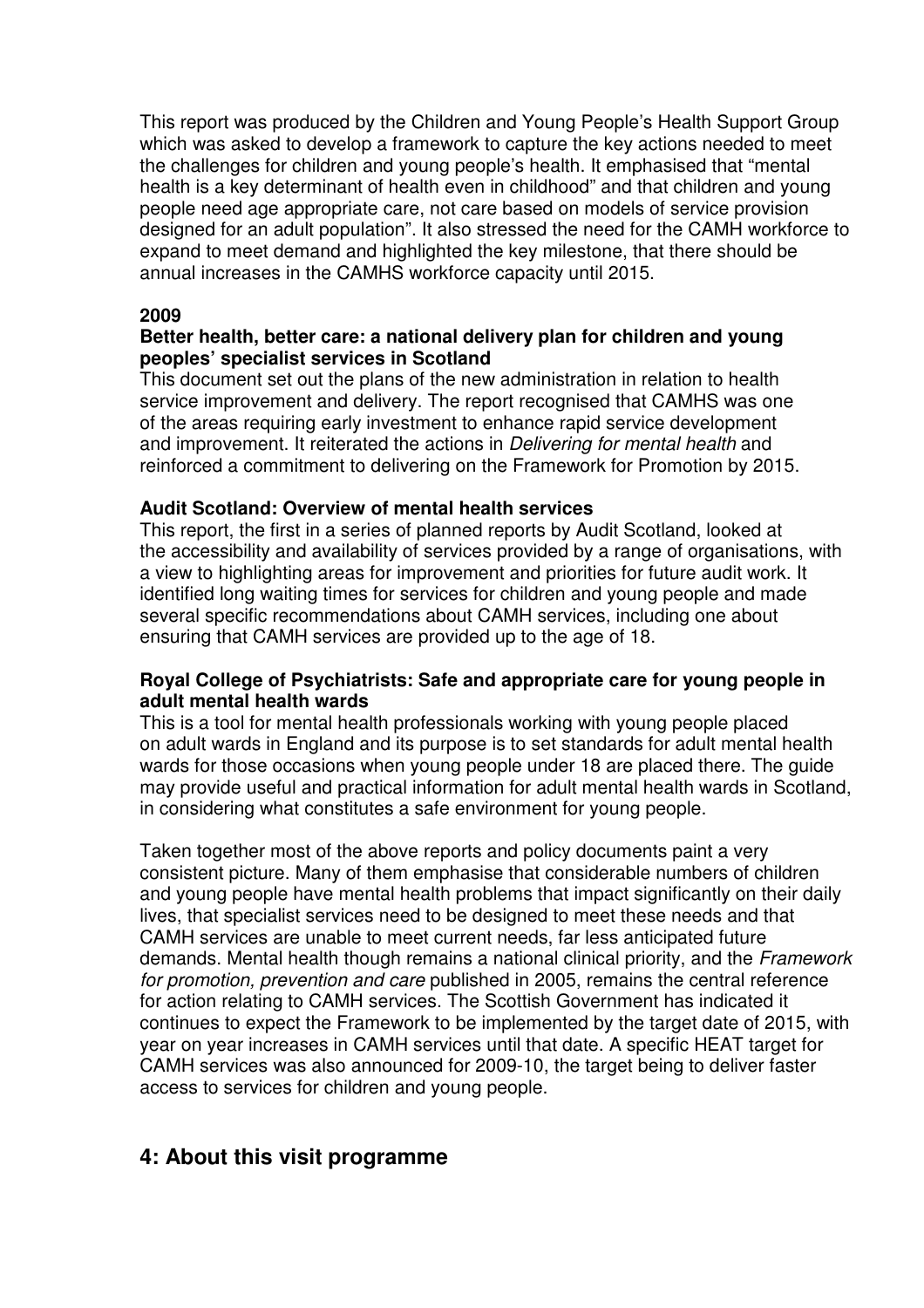This report was produced by the Children and Young People's Health Support Group which was asked to develop a framework to capture the key actions needed to meet the challenges for children and young people's health. It emphasised that "mental health is a key determinant of health even in childhood" and that children and young people need age appropriate care, not care based on models of service provision designed for an adult population". It also stressed the need for the CAMH workforce to expand to meet demand and highlighted the key milestone, that there should be annual increases in the CAMHS workforce capacity until 2015.

**2009**

**Better health, better care: a national delivery plan for children and young peoples' specialist services in Scotland**

This document set out the plans of the new administration in relation to health service improvement and delivery. The report recognised that CAMHS was one of the areas requiring early investment to enhance rapid service development and improvement. It reiterated the actions in *Delivering for mental health* and reinforced a commitment to delivering on the Framework for Promotion by 2015.

**Audit Scotland: Overview of mental health services**

This report, the first in a series of planned reports by Audit Scotland, looked at the accessibility and availability of services provided by a range of organisations, with a view to highlighting areas for improvement and priorities for future audit work. It identified long waiting times for services for children and young people and made several specific recommendations about CAMH services, including one about ensuring that CAMH services are provided up to the age of 18.

**Royal College of Psychiatrists: Safe and appropriate care for young people in adult mental health wards**

This is a tool for mental health professionals working with young people placed on adult wards in England and its purpose is to set standards for adult mental health wards for those occasions when young people under 18 are placed there. The guide may provide useful and practical information for adult mental health wards in Scotland, in considering what constitutes a safe environment for young people.

Taken together most of the above reports and policy documents paint a very consistent picture. Many of them emphasise that considerable numbers of children and young people have mental health problems that impact significantly on their daily lives, that specialist services need to be designed to meet these needs and that CAMH services are unable to meet current needs, far less anticipated future demands. Mental health though remains a national clinical priority, and the *Framework for promotion, prevention and care* published in 2005, remains the central reference for action relating to CAMH services. The Scottish Government has indicated it continues to expect the Framework to be implemented by the target date of 2015, with year on year increases in CAMH services until that date. A specific HEAT target for CAMH services was also announced for 2009-10, the target being to deliver faster access to services for children and young people.

## 4: About this visit programme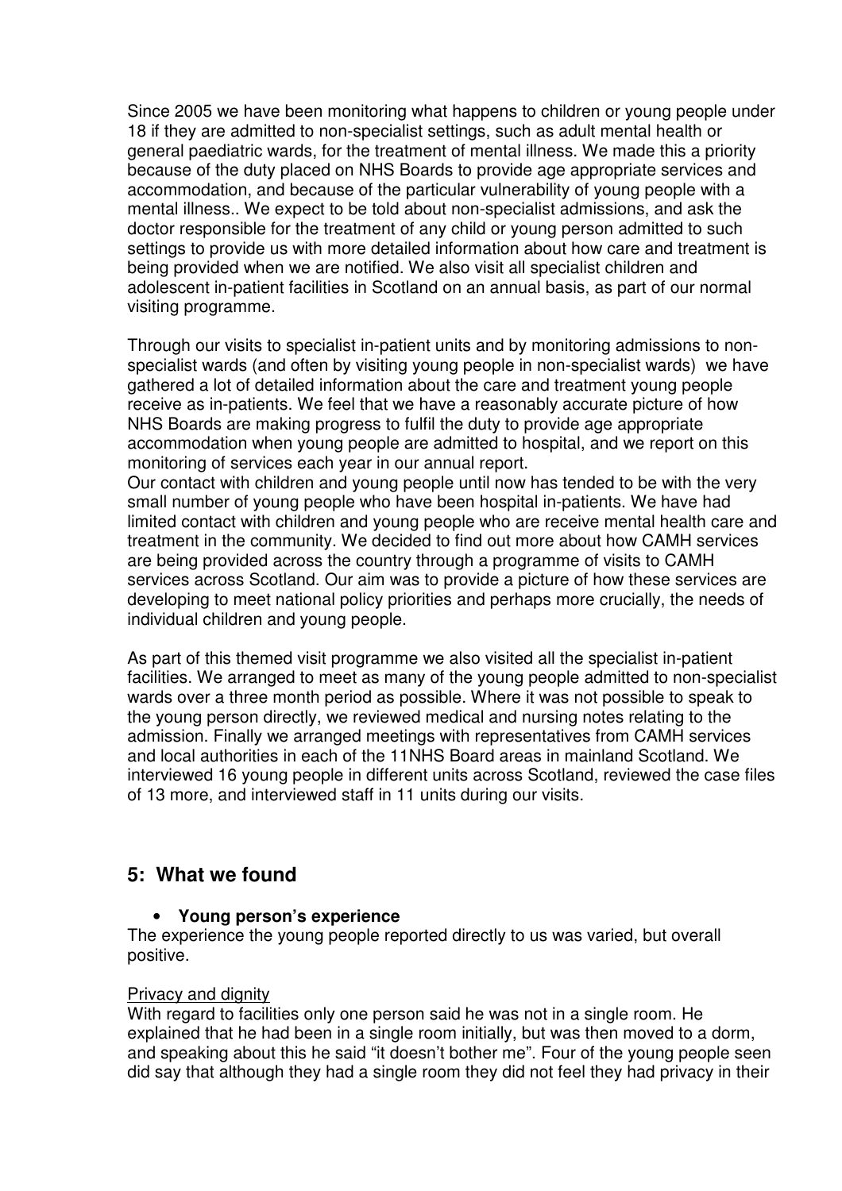Since 2005 we have been monitoring what happens to children or young people under 18 if they are admitted to non-specialist settings, such as adult mental health or general paediatric wards, for the treatment of mental illness. We made this a priority because of the duty placed on NHS Boards to provide age appropriate services and accommodation, and because of the particular vulnerability of young people with a mental illness.. We expect to be told about non-specialist admissions, and ask the doctor responsible for the treatment of any child or young person admitted to such settings to provide us with more detailed information about how care and treatment is being provided when we are notified. We also visit all specialist children and adolescent in-patient facilities in Scotland on an annual basis, as part of our normal visiting programme.

Through our visits to specialist in-patient units and by monitoring admissions to non-specialist wards (and often by visiting young people in non-specialist wards) we have gathered a lot of detailed information about the care and treatment young people receive as in-patients. We feel that we have a reasonably accurate picture of how NHS Boards are making progress to fulfil the duty to provide age appropriate accommodation when young people are admitted to hospital, and we report on this monitoring of services each year in our annual report.
Our contact with children and young people until now has tended to be with the very small number of young people who have been hospital in-patients. We have had limited contact with children and young people who are receive mental health care and treatment in the community. We decided to find out more about how CAMH services are being provided across the country through a programme of visits to CAMH services across Scotland. Our aim was to provide a picture of how these services are developing to meet national policy priorities and perhaps more crucially, the needs of individual children and young people.

As part of this themed visit programme we also visited all the specialist in-patient facilities. We arranged to meet as many of the young people admitted to non-specialist wards over a three month period as possible. Where it was not possible to speak to the young person directly, we reviewed medical and nursing notes relating to the admission. Finally we arranged meetings with representatives from CAMH services and local authorities in each of the 11NHS Board areas in mainland Scotland. We interviewed 16 young people in different units across Scotland, reviewed the case files of 13 more, and interviewed staff in 11 units during our visits.

## 5: What we found

- **Young person's experience**

The experience the young people reported directly to us was varied, but overall positive.

Privacy and dignity

With regard to facilities only one person said he was not in a single room. He explained that he had been in a single room initially, but was then moved to a dorm, and speaking about this he said "it doesn't bother me". Four of the young people seen did say that although they had a single room they did not feel they had privacy in their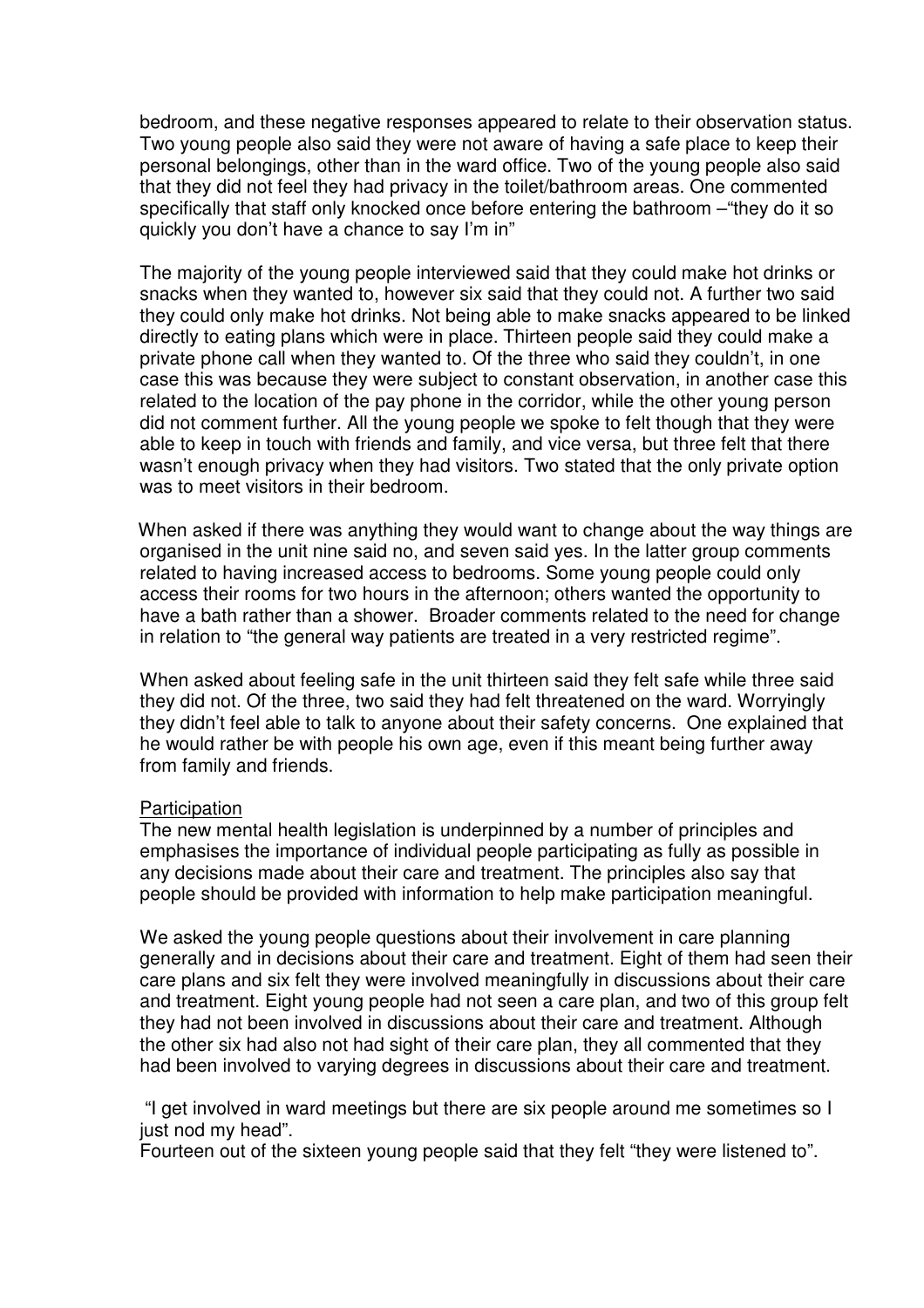bedroom, and these negative responses appeared to relate to their observation status. Two young people also said they were not aware of having a safe place to keep their personal belongings, other than in the ward office. Two of the young people also said that they did not feel they had privacy in the toilet/bathroom areas. One commented specifically that staff only knocked once before entering the bathroom –"they do it so quickly you don't have a chance to say I'm in"

The majority of the young people interviewed said that they could make hot drinks or snacks when they wanted to, however six said that they could not. A further two said they could only make hot drinks. Not being able to make snacks appeared to be linked directly to eating plans which were in place. Thirteen people said they could make a private phone call when they wanted to. Of the three who said they couldn't, in one case this was because they were subject to constant observation, in another case this related to the location of the pay phone in the corridor, while the other young person did not comment further. All the young people we spoke to felt though that they were able to keep in touch with friends and family, and vice versa, but three felt that there wasn't enough privacy when they had visitors. Two stated that the only private option was to meet visitors in their bedroom.

When asked if there was anything they would want to change about the way things are organised in the unit nine said no, and seven said yes. In the latter group comments related to having increased access to bedrooms. Some young people could only access their rooms for two hours in the afternoon; others wanted the opportunity to have a bath rather than a shower. Broader comments related to the need for change in relation to "the general way patients are treated in a very restricted regime".

When asked about feeling safe in the unit thirteen said they felt safe while three said they did not. Of the three, two said they had felt threatened on the ward. Worryingly they didn't feel able to talk to anyone about their safety concerns. One explained that he would rather be with people his own age, even if this meant being further away from family and friends.

Participation

The new mental health legislation is underpinned by a number of principles and emphasises the importance of individual people participating as fully as possible in any decisions made about their care and treatment. The principles also say that people should be provided with information to help make participation meaningful.

We asked the young people questions about their involvement in care planning generally and in decisions about their care and treatment. Eight of them had seen their care plans and six felt they were involved meaningfully in discussions about their care and treatment. Eight young people had not seen a care plan, and two of this group felt they had not been involved in discussions about their care and treatment. Although the other six had also not had sight of their care plan, they all commented that they had been involved to varying degrees in discussions about their care and treatment.

"I get involved in ward meetings but there are six people around me sometimes so I just nod my head".

Fourteen out of the sixteen young people said that they felt "they were listened to".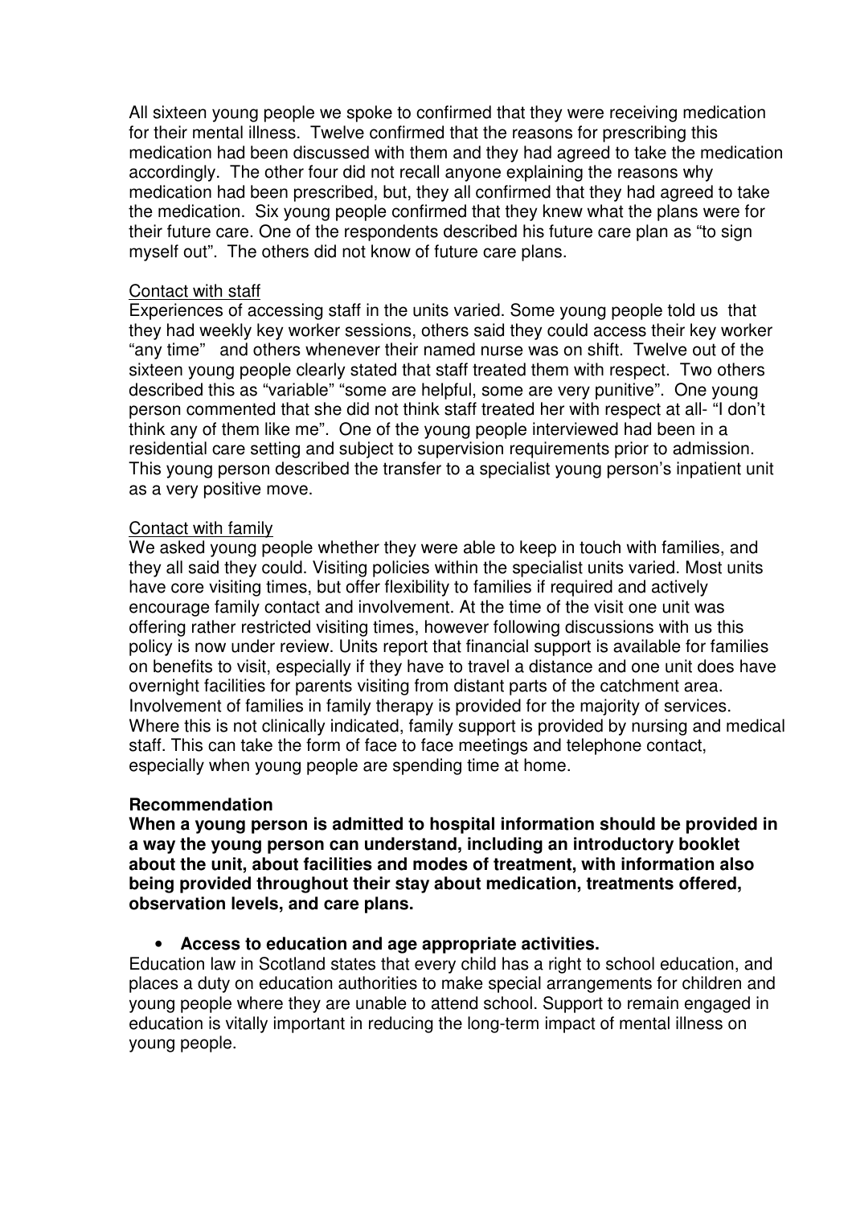All sixteen young people we spoke to confirmed that they were receiving medication for their mental illness. Twelve confirmed that the reasons for prescribing this medication had been discussed with them and they had agreed to take the medication accordingly. The other four did not recall anyone explaining the reasons why medication had been prescribed, but, they all confirmed that they had agreed to take the medication. Six young people confirmed that they knew what the plans were for their future care. One of the respondents described his future care plan as "to sign myself out". The others did not know of future care plans.

<u>Contact with staff</u>

Experiences of accessing staff in the units varied. Some young people told us that they had weekly key worker sessions, others said they could access their key worker "any time" and others whenever their named nurse was on shift. Twelve out of the sixteen young people clearly stated that staff treated them with respect. Two others described this as "variable" "some are helpful, some are very punitive". One young person commented that she did not think staff treated her with respect at all- "I don't think any of them like me". One of the young people interviewed had been in a residential care setting and subject to supervision requirements prior to admission. This young person described the transfer to a specialist young person's inpatient unit as a very positive move.

<u>Contact with family</u>

We asked young people whether they were able to keep in touch with families, and they all said they could. Visiting policies within the specialist units varied. Most units have core visiting times, but offer flexibility to families if required and actively encourage family contact and involvement. At the time of the visit one unit was offering rather restricted visiting times, however following discussions with us this policy is now under review. Units report that financial support is available for families on benefits to visit, especially if they have to travel a distance and one unit does have overnight facilities for parents visiting from distant parts of the catchment area. Involvement of families in family therapy is provided for the majority of services. Where this is not clinically indicated, family support is provided by nursing and medical staff. This can take the form of face to face meetings and telephone contact, especially when young people are spending time at home.

**Recommendation**

**When a young person is admitted to hospital information should be provided in a way the young person can understand, including an introductory booklet about the unit, about facilities and modes of treatment, with information also being provided throughout their stay about medication, treatments offered, observation levels, and care plans.**

- **Access to education and age appropriate activities.**

Education law in Scotland states that every child has a right to school education, and places a duty on education authorities to make special arrangements for children and young people where they are unable to attend school. Support to remain engaged in education is vitally important in reducing the long-term impact of mental illness on young people.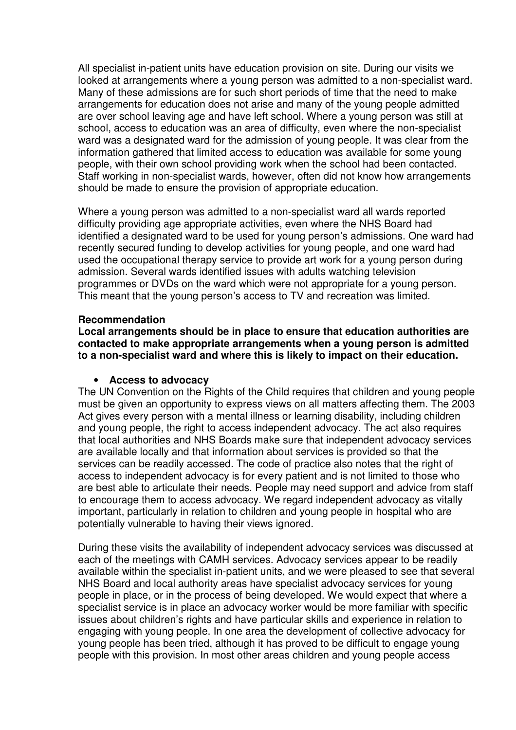All specialist in-patient units have education provision on site. During our visits we looked at arrangements where a young person was admitted to a non-specialist ward. Many of these admissions are for such short periods of time that the need to make arrangements for education does not arise and many of the young people admitted are over school leaving age and have left school. Where a young person was still at school, access to education was an area of difficulty, even where the non-specialist ward was a designated ward for the admission of young people. It was clear from the information gathered that limited access to education was available for some young people, with their own school providing work when the school had been contacted. Staff working in non-specialist wards, however, often did not know how arrangements should be made to ensure the provision of appropriate education.

Where a young person was admitted to a non-specialist ward all wards reported difficulty providing age appropriate activities, even where the NHS Board had identified a designated ward to be used for young person's admissions. One ward had recently secured funding to develop activities for young people, and one ward had used the occupational therapy service to provide art work for a young person during admission. Several wards identified issues with adults watching television programmes or DVDs on the ward which were not appropriate for a young person. This meant that the young person's access to TV and recreation was limited.

**Recommendation**

**Local arrangements should be in place to ensure that education authorities are contacted to make appropriate arrangements when a young person is admitted to a non-specialist ward and where this is likely to impact on their education.**

- **Access to advocacy**

The UN Convention on the Rights of the Child requires that children and young people must be given an opportunity to express views on all matters affecting them. The 2003 Act gives every person with a mental illness or learning disability, including children and young people, the right to access independent advocacy. The act also requires that local authorities and NHS Boards make sure that independent advocacy services are available locally and that information about services is provided so that the services can be readily accessed. The code of practice also notes that the right of access to independent advocacy is for every patient and is not limited to those who are best able to articulate their needs. People may need support and advice from staff to encourage them to access advocacy. We regard independent advocacy as vitally important, particularly in relation to children and young people in hospital who are potentially vulnerable to having their views ignored.

During these visits the availability of independent advocacy services was discussed at each of the meetings with CAMH services. Advocacy services appear to be readily available within the specialist in-patient units, and we were pleased to see that several NHS Board and local authority areas have specialist advocacy services for young people in place, or in the process of being developed. We would expect that where a specialist service is in place an advocacy worker would be more familiar with specific issues about children's rights and have particular skills and experience in relation to engaging with young people. In one area the development of collective advocacy for young people has been tried, although it has proved to be difficult to engage young people with this provision. In most other areas children and young people access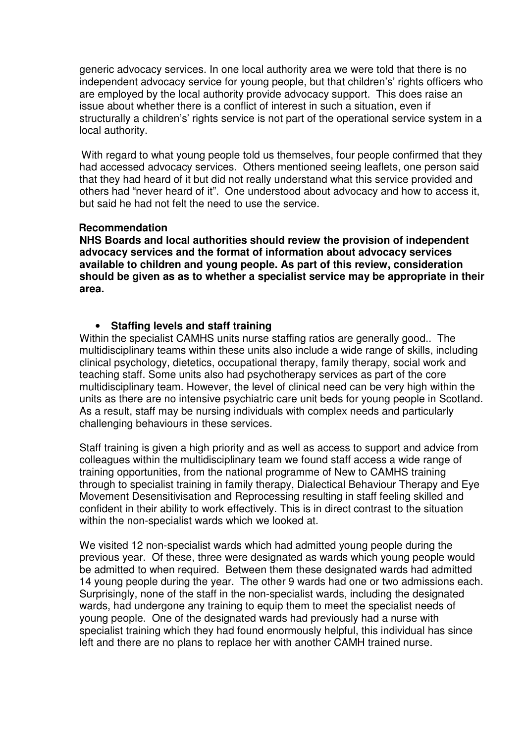generic advocacy services. In one local authority area we were told that there is no independent advocacy service for young people, but that children's' rights officers who are employed by the local authority provide advocacy support. This does raise an issue about whether there is a conflict of interest in such a situation, even if structurally a children's' rights service is not part of the operational service system in a local authority.

With regard to what young people told us themselves, four people confirmed that they had accessed advocacy services. Others mentioned seeing leaflets, one person said that they had heard of it but did not really understand what this service provided and others had "never heard of it". One understood about advocacy and how to access it, but said he had not felt the need to use the service.

**Recommendation**
**NHS Boards and local authorities should review the provision of independent advocacy services and the format of information about advocacy services available to children and young people. As part of this review, consideration should be given as as to whether a specialist service may be appropriate in their area.**

- **Staffing levels and staff training**

Within the specialist CAMHS units nurse staffing ratios are generally good.. The multidisciplinary teams within these units also include a wide range of skills, including clinical psychology, dietetics, occupational therapy, family therapy, social work and teaching staff. Some units also had psychotherapy services as part of the core multidisciplinary team. However, the level of clinical need can be very high within the units as there are no intensive psychiatric care unit beds for young people in Scotland. As a result, staff may be nursing individuals with complex needs and particularly challenging behaviours in these services.

Staff training is given a high priority and as well as access to support and advice from colleagues within the multidisciplinary team we found staff access a wide range of training opportunities, from the national programme of New to CAMHS training through to specialist training in family therapy, Dialectical Behaviour Therapy and Eye Movement Desensitivisation and Reprocessing resulting in staff feeling skilled and confident in their ability to work effectively. This is in direct contrast to the situation within the non-specialist wards which we looked at.

We visited 12 non-specialist wards which had admitted young people during the previous year. Of these, three were designated as wards which young people would be admitted to when required. Between them these designated wards had admitted 14 young people during the year. The other 9 wards had one or two admissions each. Surprisingly, none of the staff in the non-specialist wards, including the designated wards, had undergone any training to equip them to meet the specialist needs of young people. One of the designated wards had previously had a nurse with specialist training which they had found enormously helpful, this individual has since left and there are no plans to replace her with another CAMH trained nurse.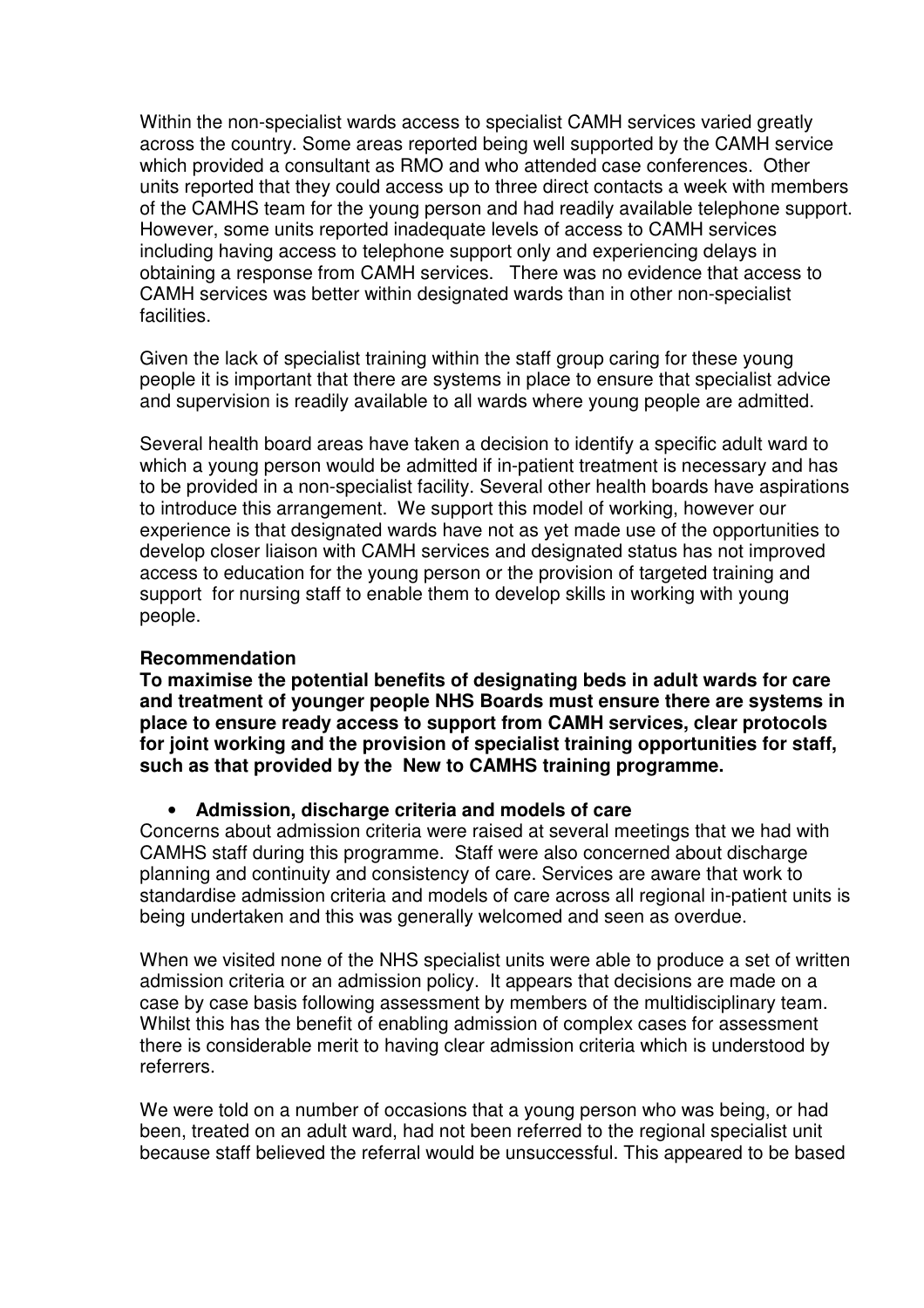Within the non-specialist wards access to specialist CAMH services varied greatly across the country. Some areas reported being well supported by the CAMH service which provided a consultant as RMO and who attended case conferences. Other units reported that they could access up to three direct contacts a week with members of the CAMHS team for the young person and had readily available telephone support. However, some units reported inadequate levels of access to CAMH services including having access to telephone support only and experiencing delays in obtaining a response from CAMH services. There was no evidence that access to CAMH services was better within designated wards than in other non-specialist facilities.

Given the lack of specialist training within the staff group caring for these young people it is important that there are systems in place to ensure that specialist advice and supervision is readily available to all wards where young people are admitted.

Several health board areas have taken a decision to identify a specific adult ward to which a young person would be admitted if in-patient treatment is necessary and has to be provided in a non-specialist facility. Several other health boards have aspirations to introduce this arrangement. We support this model of working, however our experience is that designated wards have not as yet made use of the opportunities to develop closer liaison with CAMH services and designated status has not improved access to education for the young person or the provision of targeted training and support for nursing staff to enable them to develop skills in working with young people.

**Recommendation**

**To maximise the potential benefits of designating beds in adult wards for care and treatment of younger people NHS Boards must ensure there are systems in place to ensure ready access to support from CAMH services, clear protocols for joint working and the provision of specialist training opportunities for staff, such as that provided by the New to CAMHS training programme.**

- **Admission, discharge criteria and models of care**

Concerns about admission criteria were raised at several meetings that we had with CAMHS staff during this programme. Staff were also concerned about discharge planning and continuity and consistency of care. Services are aware that work to standardise admission criteria and models of care across all regional in-patient units is being undertaken and this was generally welcomed and seen as overdue.

When we visited none of the NHS specialist units were able to produce a set of written admission criteria or an admission policy. It appears that decisions are made on a case by case basis following assessment by members of the multidisciplinary team. Whilst this has the benefit of enabling admission of complex cases for assessment there is considerable merit to having clear admission criteria which is understood by referrers.

We were told on a number of occasions that a young person who was being, or had been, treated on an adult ward, had not been referred to the regional specialist unit because staff believed the referral would be unsuccessful. This appeared to be based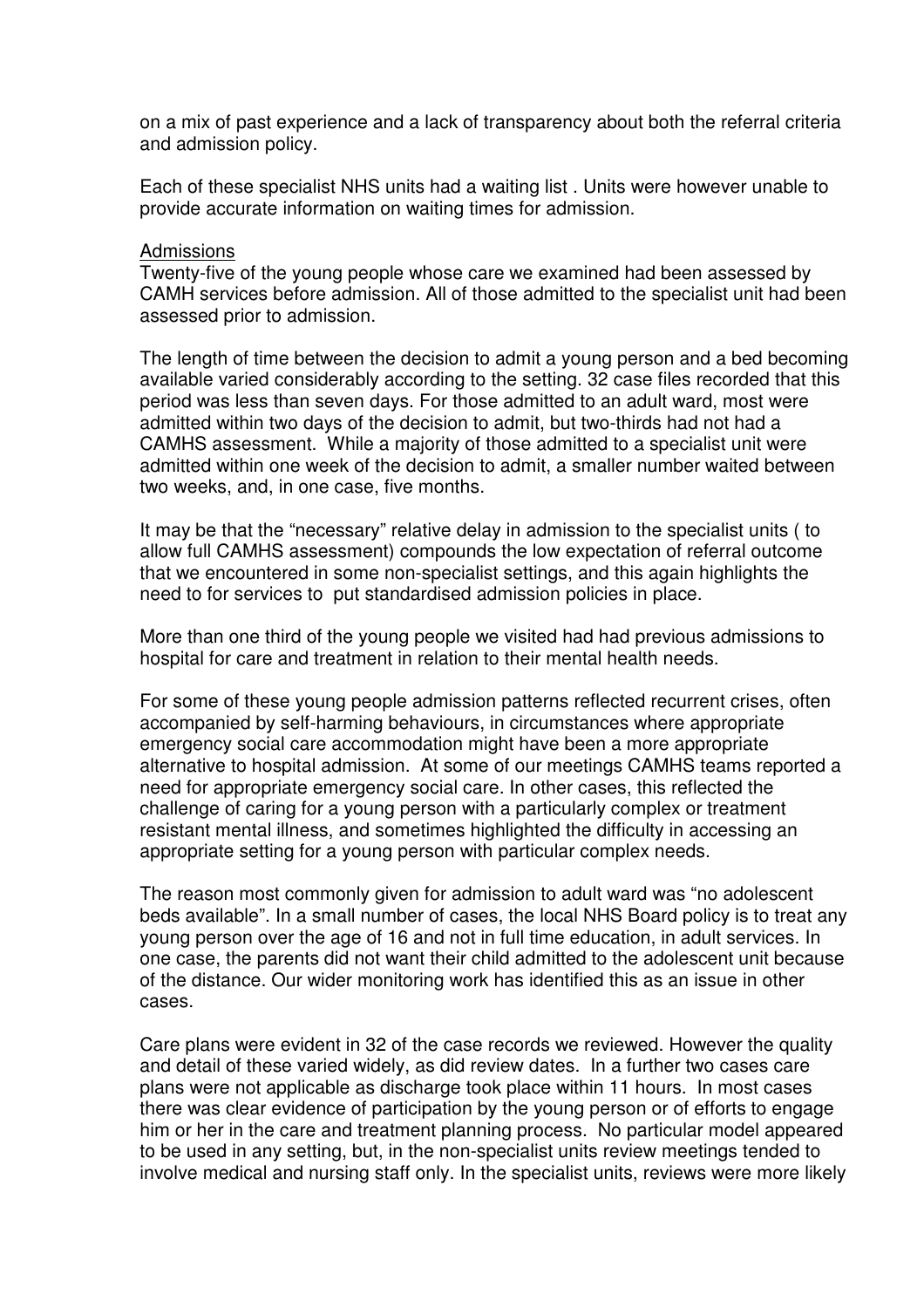on a mix of past experience and a lack of transparency about both the referral criteria and admission policy.

Each of these specialist NHS units had a waiting list . Units were however unable to provide accurate information on waiting times for admission.

<u>Admissions</u>

Twenty-five of the young people whose care we examined had been assessed by CAMH services before admission. All of those admitted to the specialist unit had been assessed prior to admission.

The length of time between the decision to admit a young person and a bed becoming available varied considerably according to the setting. 32 case files recorded that this period was less than seven days. For those admitted to an adult ward, most were admitted within two days of the decision to admit, but two-thirds had not had a CAMHS assessment. While a majority of those admitted to a specialist unit were admitted within one week of the decision to admit, a smaller number waited between two weeks, and, in one case, five months.

It may be that the "necessary" relative delay in admission to the specialist units ( to allow full CAMHS assessment) compounds the low expectation of referral outcome that we encountered in some non-specialist settings, and this again highlights the need to for services to put standardised admission policies in place.

More than one third of the young people we visited had had previous admissions to hospital for care and treatment in relation to their mental health needs.

For some of these young people admission patterns reflected recurrent crises, often accompanied by self-harming behaviours, in circumstances where appropriate emergency social care accommodation might have been a more appropriate alternative to hospital admission. At some of our meetings CAMHS teams reported a need for appropriate emergency social care. In other cases, this reflected the challenge of caring for a young person with a particularly complex or treatment resistant mental illness, and sometimes highlighted the difficulty in accessing an appropriate setting for a young person with particular complex needs.

The reason most commonly given for admission to adult ward was "no adolescent beds available". In a small number of cases, the local NHS Board policy is to treat any young person over the age of 16 and not in full time education, in adult services. In one case, the parents did not want their child admitted to the adolescent unit because of the distance. Our wider monitoring work has identified this as an issue in other cases.

Care plans were evident in 32 of the case records we reviewed. However the quality and detail of these varied widely, as did review dates. In a further two cases care plans were not applicable as discharge took place within 11 hours. In most cases there was clear evidence of participation by the young person or of efforts to engage him or her in the care and treatment planning process. No particular model appeared to be used in any setting, but, in the non-specialist units review meetings tended to involve medical and nursing staff only. In the specialist units, reviews were more likely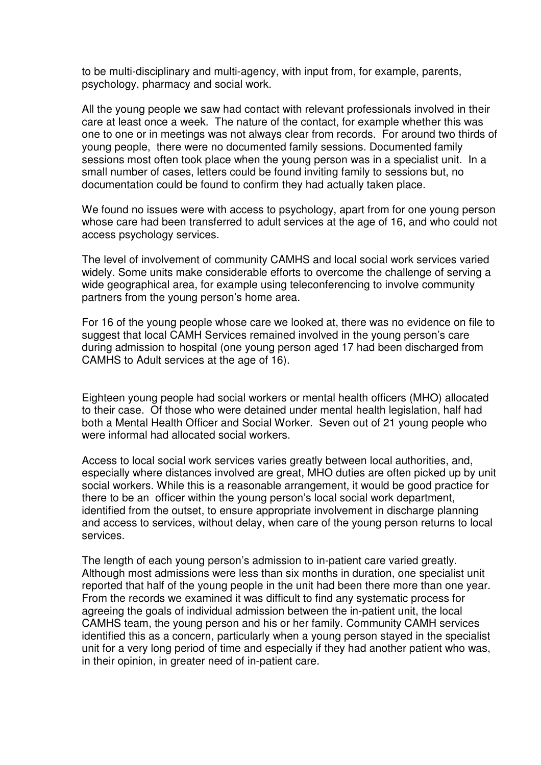to be multi-disciplinary and multi-agency, with input from, for example, parents, psychology, pharmacy and social work.

All the young people we saw had contact with relevant professionals involved in their care at least once a week. The nature of the contact, for example whether this was one to one or in meetings was not always clear from records. For around two thirds of young people, there were no documented family sessions. Documented family sessions most often took place when the young person was in a specialist unit. In a small number of cases, letters could be found inviting family to sessions but, no documentation could be found to confirm they had actually taken place.

We found no issues were with access to psychology, apart from for one young person whose care had been transferred to adult services at the age of 16, and who could not access psychology services.

The level of involvement of community CAMHS and local social work services varied widely. Some units make considerable efforts to overcome the challenge of serving a wide geographical area, for example using teleconferencing to involve community partners from the young person's home area.

For 16 of the young people whose care we looked at, there was no evidence on file to suggest that local CAMH Services remained involved in the young person's care during admission to hospital (one young person aged 17 had been discharged from CAMHS to Adult services at the age of 16).

Eighteen young people had social workers or mental health officers (MHO) allocated to their case. Of those who were detained under mental health legislation, half had both a Mental Health Officer and Social Worker. Seven out of 21 young people who were informal had allocated social workers.

Access to local social work services varies greatly between local authorities, and, especially where distances involved are great, MHO duties are often picked up by unit social workers. While this is a reasonable arrangement, it would be good practice for there to be an officer within the young person's local social work department, identified from the outset, to ensure appropriate involvement in discharge planning and access to services, without delay, when care of the young person returns to local services.

The length of each young person's admission to in-patient care varied greatly. Although most admissions were less than six months in duration, one specialist unit reported that half of the young people in the unit had been there more than one year. From the records we examined it was difficult to find any systematic process for agreeing the goals of individual admission between the in-patient unit, the local CAMHS team, the young person and his or her family. Community CAMH services identified this as a concern, particularly when a young person stayed in the specialist unit for a very long period of time and especially if they had another patient who was, in their opinion, in greater need of in-patient care.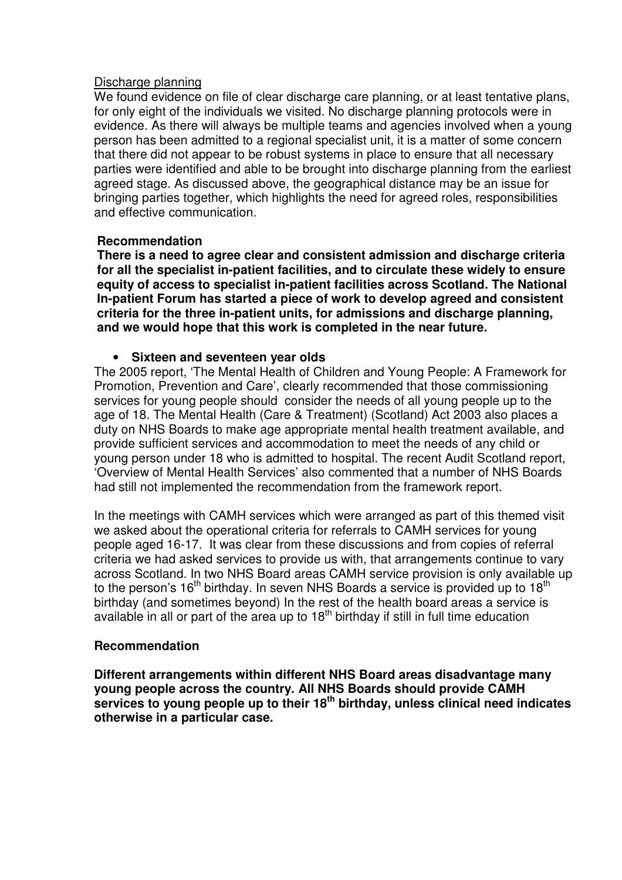Discharge planning

We found evidence on file of clear discharge care planning, or at least tentative plans, for only eight of the individuals we visited. No discharge planning protocols were in evidence. As there will always be multiple teams and agencies involved when a young person has been admitted to a regional specialist unit, it is a matter of some concern that there did not appear to be robust systems in place to ensure that all necessary parties were identified and able to be brought into discharge planning from the earliest agreed stage. As discussed above, the geographical distance may be an issue for bringing parties together, which highlights the need for agreed roles, responsibilities and effective communication.

**Recommendation**

**There is a need to agree clear and consistent admission and discharge criteria for all the specialist in-patient facilities, and to circulate these widely to ensure equity of access to specialist in-patient facilities across Scotland. The National In-patient Forum has started a piece of work to develop agreed and consistent criteria for the three in-patient units, for admissions and discharge planning, and we would hope that this work is completed in the near future.**

- **Sixteen and seventeen year olds**

The 2005 report, 'The Mental Health of Children and Young People: A Framework for Promotion, Prevention and Care', clearly recommended that those commissioning services for young people should consider the needs of all young people up to the age of 18. The Mental Health (Care & Treatment) (Scotland) Act 2003 also places a duty on NHS Boards to make age appropriate mental health treatment available, and provide sufficient services and accommodation to meet the needs of any child or young person under 18 who is admitted to hospital. The recent Audit Scotland report, 'Overview of Mental Health Services' also commented that a number of NHS Boards had still not implemented the recommendation from the framework report.

In the meetings with CAMH services which were arranged as part of this themed visit we asked about the operational criteria for referrals to CAMH services for young people aged 16-17. It was clear from these discussions and from copies of referral criteria we had asked services to provide us with, that arrangements continue to vary across Scotland. In two NHS Board areas CAMH service provision is only available up to the person's 16th birthday. In seven NHS Boards a service is provided up to 18th birthday (and sometimes beyond) In the rest of the health board areas a service is available in all or part of the area up to 18th birthday if still in full time education

**Recommendation**

**Different arrangements within different NHS Board areas disadvantage many young people across the country. All NHS Boards should provide CAMH services to young people up to their 18th birthday, unless clinical need indicates otherwise in a particular case.**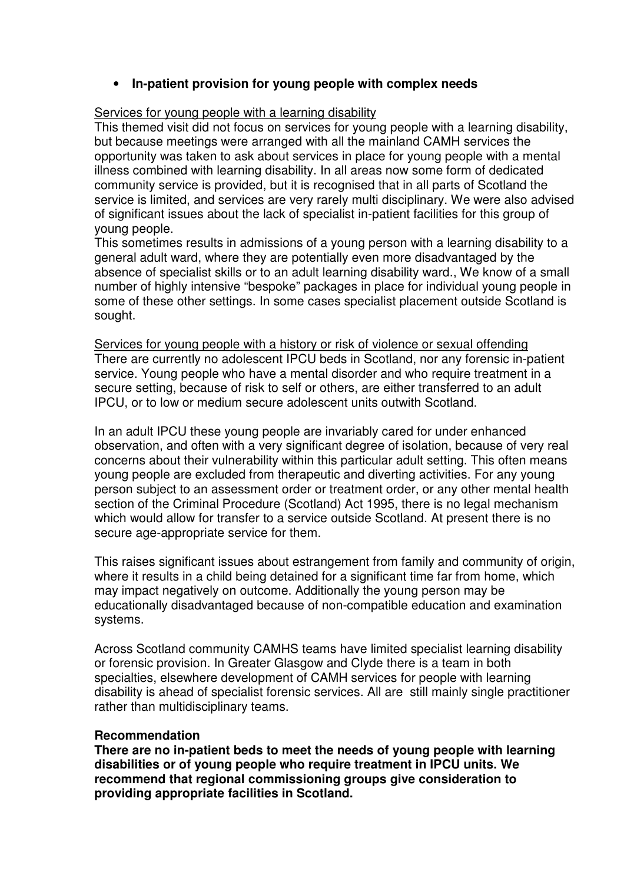- **In-patient provision for young people with complex needs**

Services for young people with a learning disability

This themed visit did not focus on services for young people with a learning disability, but because meetings were arranged with all the mainland CAMH services the opportunity was taken to ask about services in place for young people with a mental illness combined with learning disability. In all areas now some form of dedicated community service is provided, but it is recognised that in all parts of Scotland the service is limited, and services are very rarely multi disciplinary. We were also advised of significant issues about the lack of specialist in-patient facilities for this group of young people.

This sometimes results in admissions of a young person with a learning disability to a general adult ward, where they are potentially even more disadvantaged by the absence of specialist skills or to an adult learning disability ward., We know of a small number of highly intensive "bespoke" packages in place for individual young people in some of these other settings. In some cases specialist placement outside Scotland is sought.

Services for young people with a history or risk of violence or sexual offending

There are currently no adolescent IPCU beds in Scotland, nor any forensic in-patient service. Young people who have a mental disorder and who require treatment in a secure setting, because of risk to self or others, are either transferred to an adult IPCU, or to low or medium secure adolescent units outwith Scotland.

In an adult IPCU these young people are invariably cared for under enhanced observation, and often with a very significant degree of isolation, because of very real concerns about their vulnerability within this particular adult setting. This often means young people are excluded from therapeutic and diverting activities. For any young person subject to an assessment order or treatment order, or any other mental health section of the Criminal Procedure (Scotland) Act 1995, there is no legal mechanism which would allow for transfer to a service outside Scotland. At present there is no secure age-appropriate service for them.

This raises significant issues about estrangement from family and community of origin, where it results in a child being detained for a significant time far from home, which may impact negatively on outcome. Additionally the young person may be educationally disadvantaged because of non-compatible education and examination systems.

Across Scotland community CAMHS teams have limited specialist learning disability or forensic provision. In Greater Glasgow and Clyde there is a team in both specialties, elsewhere development of CAMH services for people with learning disability is ahead of specialist forensic services. All are still mainly single practitioner rather than multidisciplinary teams.

**Recommendation**

**There are no in-patient beds to meet the needs of young people with learning disabilities or of young people who require treatment in IPCU units. We recommend that regional commissioning groups give consideration to providing appropriate facilities in Scotland.**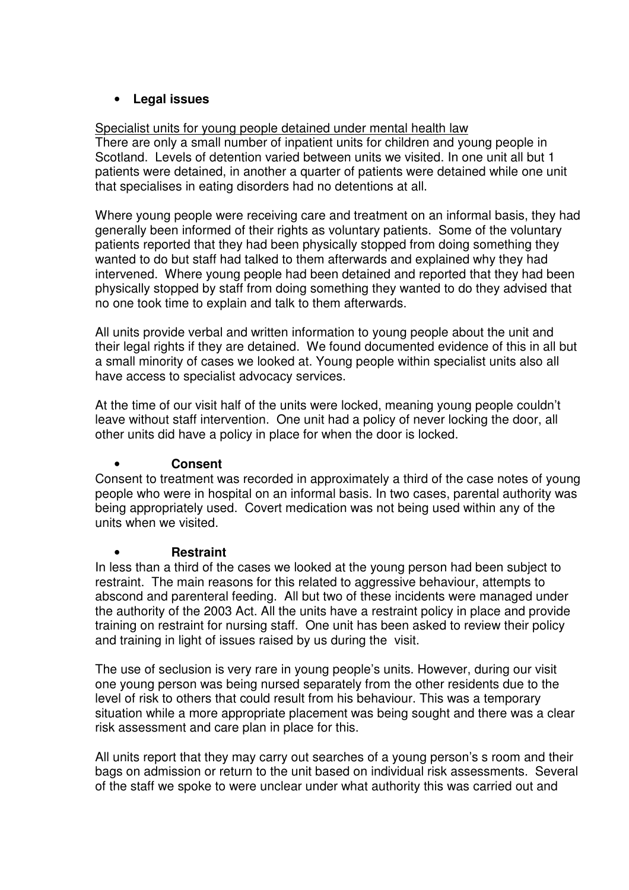- **Legal issues**

Specialist units for young people detained under mental health law

There are only a small number of inpatient units for children and young people in Scotland. Levels of detention varied between units we visited. In one unit all but 1 patients were detained, in another a quarter of patients were detained while one unit that specialises in eating disorders had no detentions at all.

Where young people were receiving care and treatment on an informal basis, they had generally been informed of their rights as voluntary patients. Some of the voluntary patients reported that they had been physically stopped from doing something they wanted to do but staff had talked to them afterwards and explained why they had intervened. Where young people had been detained and reported that they had been physically stopped by staff from doing something they wanted to do they advised that no one took time to explain and talk to them afterwards.

All units provide verbal and written information to young people about the unit and their legal rights if they are detained. We found documented evidence of this in all but a small minority of cases we looked at. Young people within specialist units also all have access to specialist advocacy services.

At the time of our visit half of the units were locked, meaning young people couldn't leave without staff intervention. One unit had a policy of never locking the door, all other units did have a policy in place for when the door is locked.

- **Consent**

Consent to treatment was recorded in approximately a third of the case notes of young people who were in hospital on an informal basis. In two cases, parental authority was being appropriately used. Covert medication was not being used within any of the units when we visited.

- **Restraint**

In less than a third of the cases we looked at the young person had been subject to restraint. The main reasons for this related to aggressive behaviour, attempts to abscond and parenteral feeding. All but two of these incidents were managed under the authority of the 2003 Act. All the units have a restraint policy in place and provide training on restraint for nursing staff. One unit has been asked to review their policy and training in light of issues raised by us during the visit.

The use of seclusion is very rare in young people's units. However, during our visit one young person was being nursed separately from the other residents due to the level of risk to others that could result from his behaviour. This was a temporary situation while a more appropriate placement was being sought and there was a clear risk assessment and care plan in place for this.

All units report that they may carry out searches of a young person's s room and their bags on admission or return to the unit based on individual risk assessments. Several of the staff we spoke to were unclear under what authority this was carried out and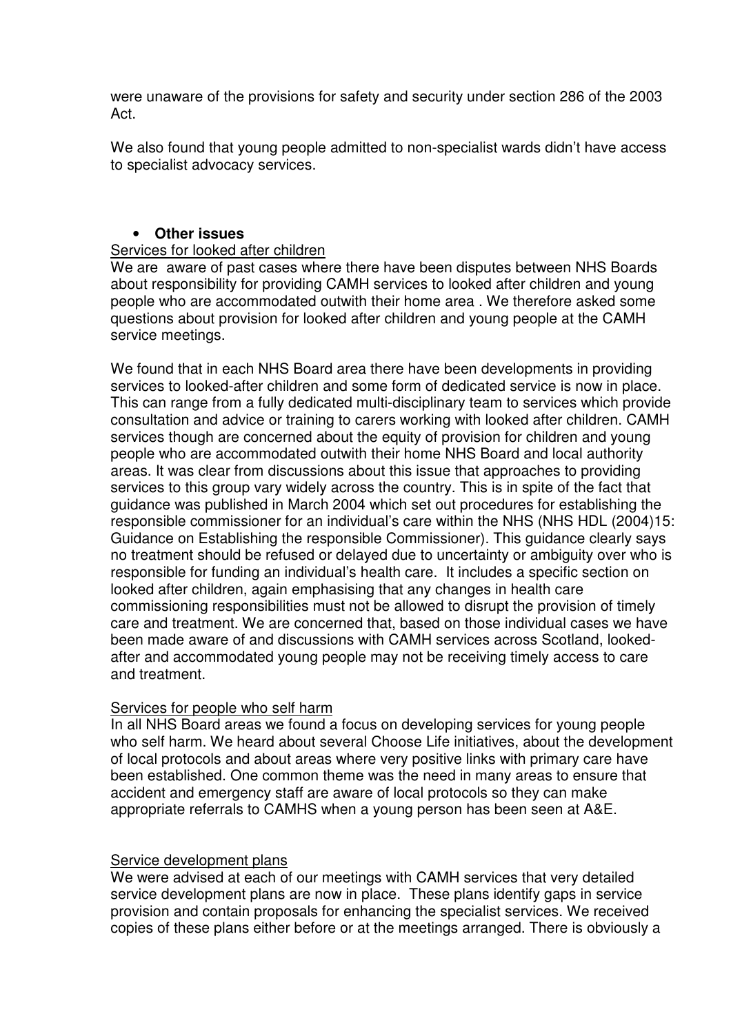were unaware of the provisions for safety and security under section 286 of the 2003 Act.

We also found that young people admitted to non-specialist wards didn't have access to specialist advocacy services.

- **Other issues**

Services for looked after children

We are aware of past cases where there have been disputes between NHS Boards about responsibility for providing CAMH services to looked after children and young people who are accommodated outwith their home area . We therefore asked some questions about provision for looked after children and young people at the CAMH service meetings.

We found that in each NHS Board area there have been developments in providing services to looked-after children and some form of dedicated service is now in place. This can range from a fully dedicated multi-disciplinary team to services which provide consultation and advice or training to carers working with looked after children. CAMH services though are concerned about the equity of provision for children and young people who are accommodated outwith their home NHS Board and local authority areas. It was clear from discussions about this issue that approaches to providing services to this group vary widely across the country. This is in spite of the fact that guidance was published in March 2004 which set out procedures for establishing the responsible commissioner for an individual's care within the NHS (NHS HDL (2004)15: Guidance on Establishing the responsible Commissioner). This guidance clearly says no treatment should be refused or delayed due to uncertainty or ambiguity over who is responsible for funding an individual's health care. It includes a specific section on looked after children, again emphasising that any changes in health care commissioning responsibilities must not be allowed to disrupt the provision of timely care and treatment. We are concerned that, based on those individual cases we have been made aware of and discussions with CAMH services across Scotland, looked-after and accommodated young people may not be receiving timely access to care and treatment.

Services for people who self harm

In all NHS Board areas we found a focus on developing services for young people who self harm. We heard about several Choose Life initiatives, about the development of local protocols and about areas where very positive links with primary care have been established. One common theme was the need in many areas to ensure that accident and emergency staff are aware of local protocols so they can make appropriate referrals to CAMHS when a young person has been seen at A&E.

Service development plans

We were advised at each of our meetings with CAMH services that very detailed service development plans are now in place. These plans identify gaps in service provision and contain proposals for enhancing the specialist services. We received copies of these plans either before or at the meetings arranged. There is obviously a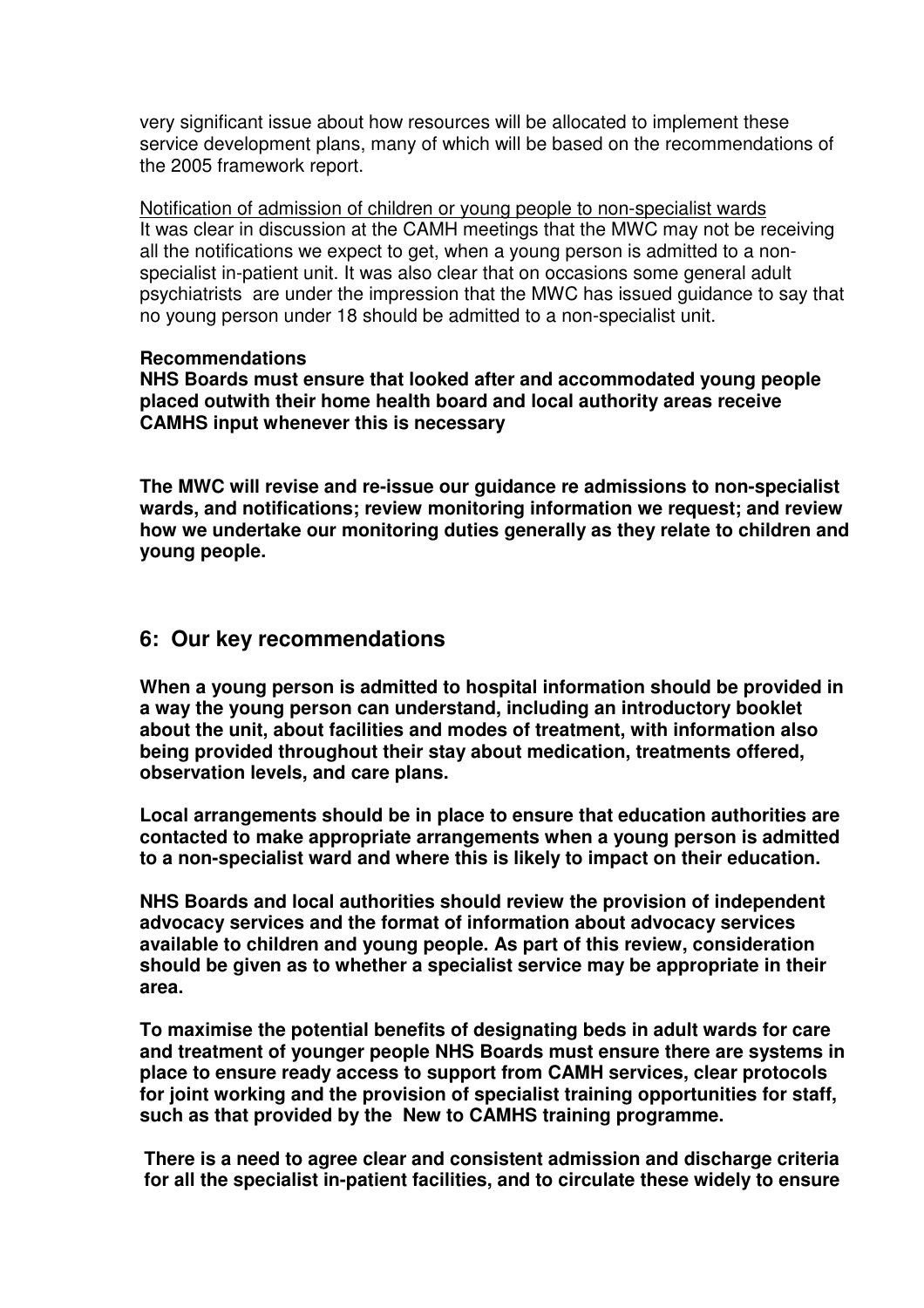very significant issue about how resources will be allocated to implement these service development plans, many of which will be based on the recommendations of the 2005 framework report.

<u>Notification of admission of children or young people to non-specialist wards</u>
It was clear in discussion at the CAMH meetings that the MWC may not be receiving all the notifications we expect to get, when a young person is admitted to a non-specialist in-patient unit. It was also clear that on occasions some general adult psychiatrists are under the impression that the MWC has issued guidance to say that no young person under 18 should be admitted to a non-specialist unit.

**Recommendations**
**NHS Boards must ensure that looked after and accommodated young people placed outwith their home health board and local authority areas receive CAMHS input whenever this is necessary**

**The MWC will revise and re-issue our guidance re admissions to non-specialist wards, and notifications; review monitoring information we request; and review how we undertake our monitoring duties generally as they relate to children and young people.**

## 6: Our key recommendations

**When a young person is admitted to hospital information should be provided in a way the young person can understand, including an introductory booklet about the unit, about facilities and modes of treatment, with information also being provided throughout their stay about medication, treatments offered, observation levels, and care plans.**

**Local arrangements should be in place to ensure that education authorities are contacted to make appropriate arrangements when a young person is admitted to a non-specialist ward and where this is likely to impact on their education.**

**NHS Boards and local authorities should review the provision of independent advocacy services and the format of information about advocacy services available to children and young people. As part of this review, consideration should be given as to whether a specialist service may be appropriate in their area.**

**To maximise the potential benefits of designating beds in adult wards for care and treatment of younger people NHS Boards must ensure there are systems in place to ensure ready access to support from CAMH services, clear protocols for joint working and the provision of specialist training opportunities for staff, such as that provided by the New to CAMHS training programme.**

**There is a need to agree clear and consistent admission and discharge criteria for all the specialist in-patient facilities, and to circulate these widely to ensure**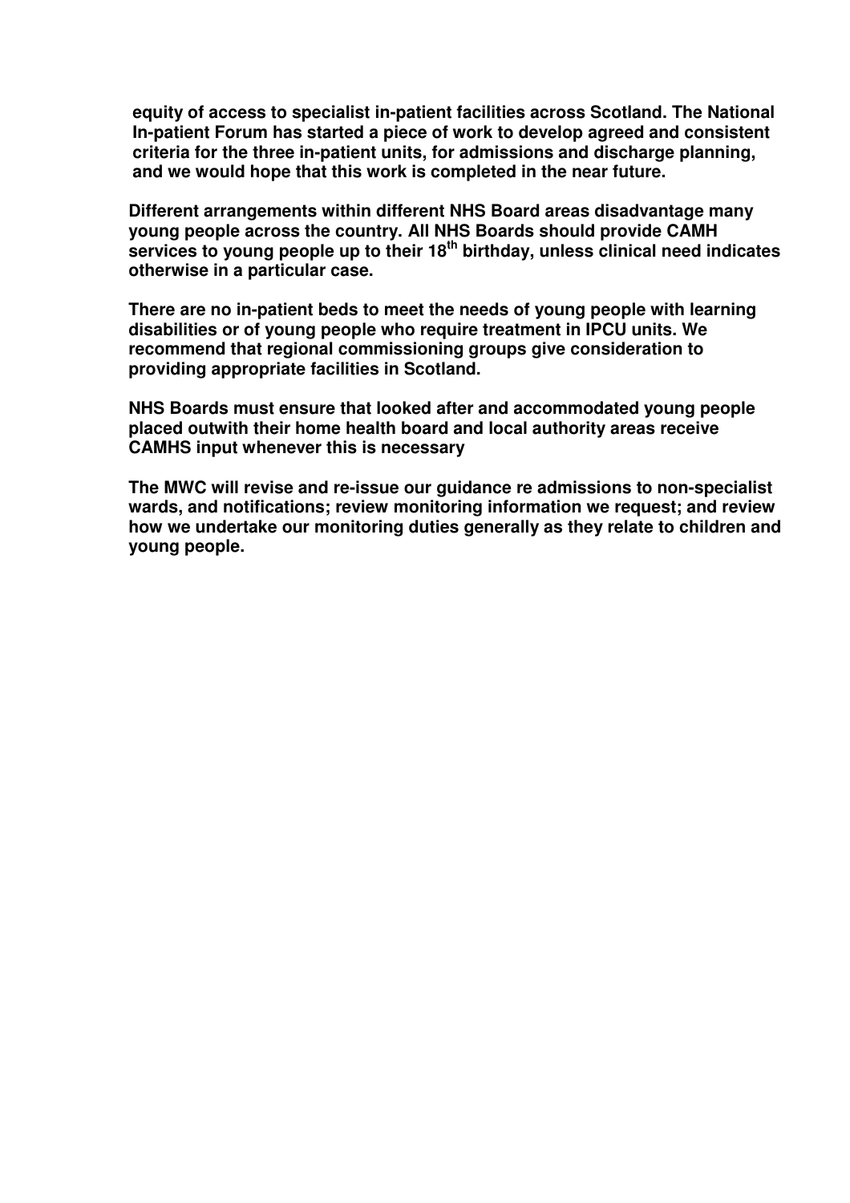**equity of access to specialist in-patient facilities across Scotland. The National In-patient Forum has started a piece of work to develop agreed and consistent criteria for the three in-patient units, for admissions and discharge planning, and we would hope that this work is completed in the near future.**

**Different arrangements within different NHS Board areas disadvantage many young people across the country. All NHS Boards should provide CAMH services to young people up to their 18th birthday, unless clinical need indicates otherwise in a particular case.**

**There are no in-patient beds to meet the needs of young people with learning disabilities or of young people who require treatment in IPCU units. We recommend that regional commissioning groups give consideration to providing appropriate facilities in Scotland.**

**NHS Boards must ensure that looked after and accommodated young people placed outwith their home health board and local authority areas receive CAMHS input whenever this is necessary**

**The MWC will revise and re-issue our guidance re admissions to non-specialist wards, and notifications; review monitoring information we request; and review how we undertake our monitoring duties generally as they relate to children and young people.**